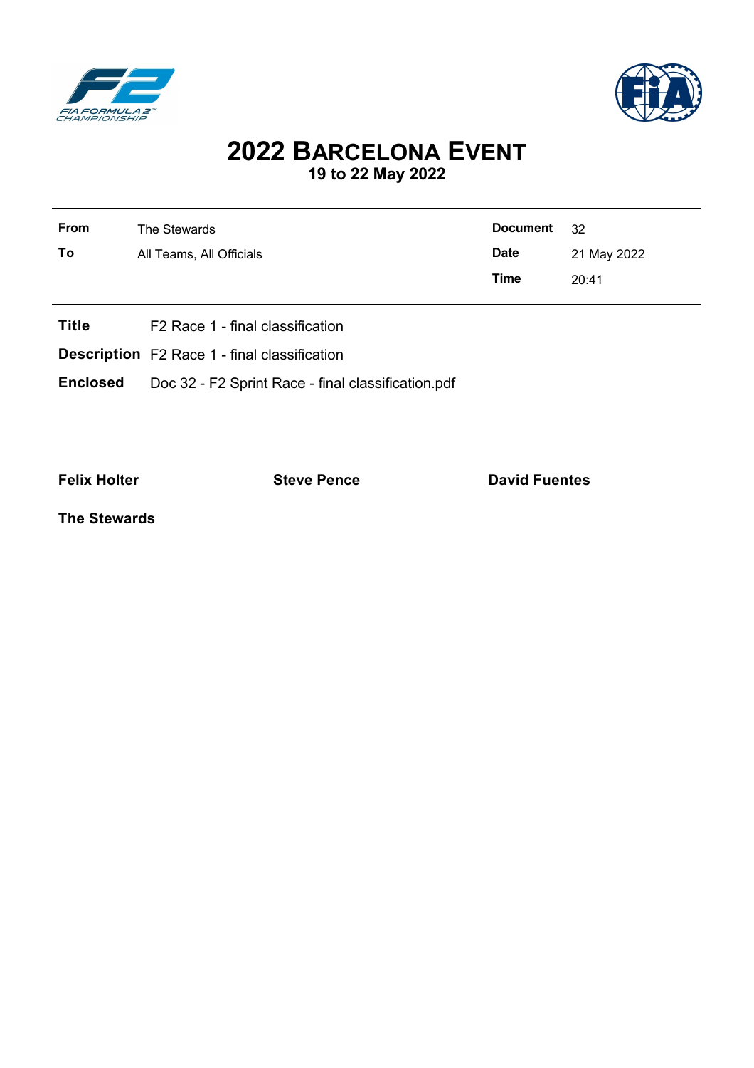# 2022 Barcelona Event

## 19 to 22 May 2022

| | | | |
|---|---|---|---|
| **From** | The Stewards | **Document** | 32 |
| **To** | All Teams, All Officials | **Date** | 21 May 2022 |
| | | **Time** | 20:41 |

**Title** F2 Race 1 - final classification

**Description** F2 Race 1 - final classification

**Enclosed** Doc 32 - F2 Sprint Race - final classification.pdf

**Felix Holter** **Steve Pence** **David Fuentes**

**The Stewards**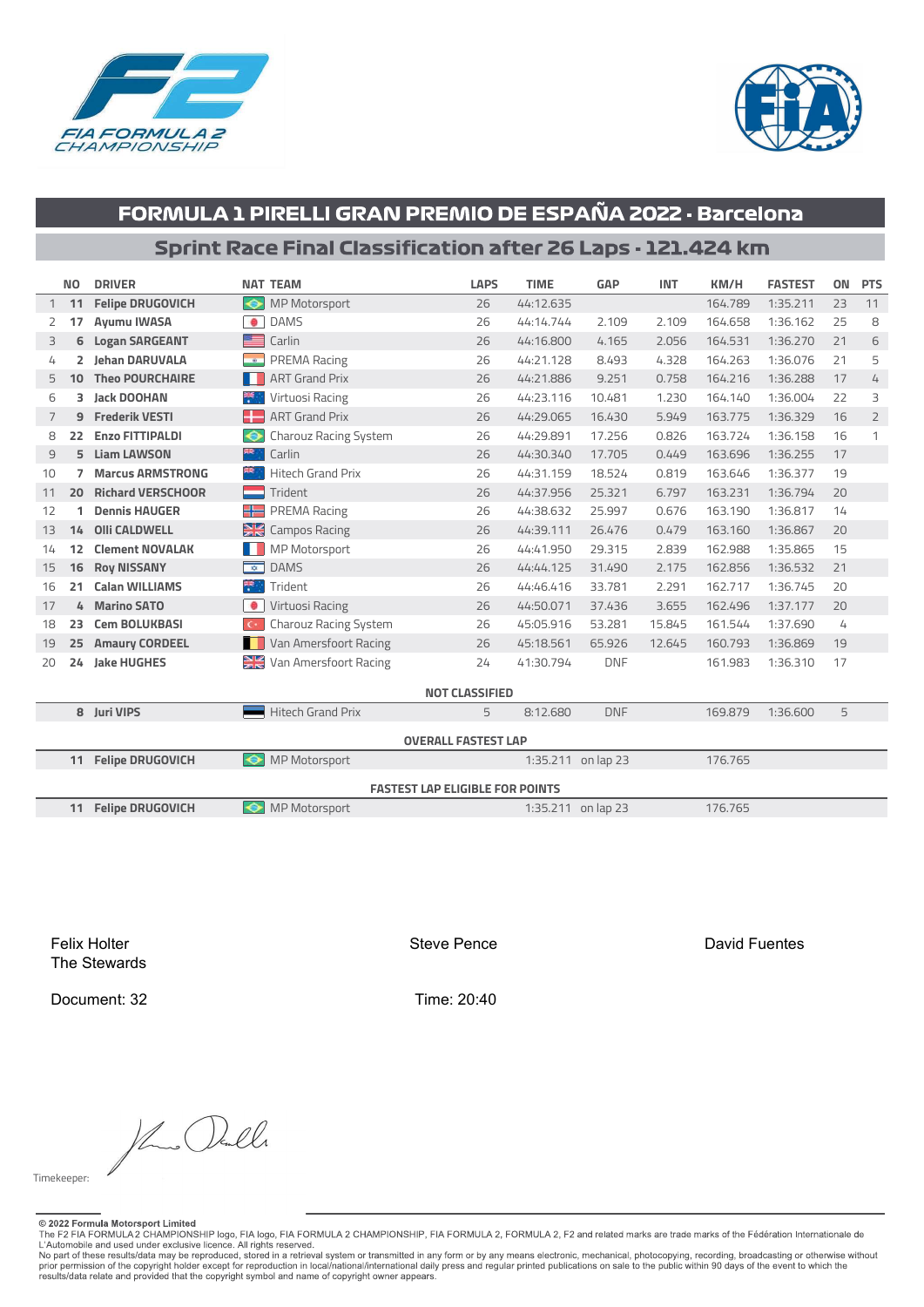# FORMULA 1 PIRELLI GRAN PREMIO DE ESPAÑA 2022 - Barcelona

## Sprint Race Final Classification after 26 Laps - 121.424 km

| | NO | DRIVER | NAT | TEAM | LAPS | TIME | GAP | INT | KM/H | FASTEST | ON | PTS |
|---|---|---|---|---|---|---|---|---|---|---|---|---|
| 1 | 11 | **Felipe DRUGOVICH** | | MP Motorsport | 26 | 44:12.635 | | | 164.789 | 1:35.211 | 23 | 11 |
| 2 | 17 | **Ayumu IWASA** | | DAMS | 26 | 44:14.744 | 2.109 | 2.109 | 164.658 | 1:36.162 | 25 | 8 |
| 3 | 6 | **Logan SARGEANT** | | Carlin | 26 | 44:16.800 | 4.165 | 2.056 | 164.531 | 1:36.270 | 21 | 6 |
| 4 | 2 | **Jehan DARUVALA** | | PREMA Racing | 26 | 44:21.128 | 8.493 | 4.328 | 164.263 | 1:36.076 | 21 | 5 |
| 5 | 10 | **Theo POURCHAIRE** | | ART Grand Prix | 26 | 44:21.886 | 9.251 | 0.758 | 164.216 | 1:36.288 | 17 | 4 |
| 6 | 3 | **Jack DOOHAN** | | Virtuosi Racing | 26 | 44:23.116 | 10.481 | 1.230 | 164.140 | 1:36.004 | 22 | 3 |
| 7 | 9 | **Frederik VESTI** | | ART Grand Prix | 26 | 44:29.065 | 16.430 | 5.949 | 163.775 | 1:36.329 | 16 | 2 |
| 8 | 22 | **Enzo FITTIPALDI** | | Charouz Racing System | 26 | 44:29.891 | 17.256 | 0.826 | 163.724 | 1:36.158 | 16 | 1 |
| 9 | 5 | **Liam LAWSON** | | Carlin | 26 | 44:30.340 | 17.705 | 0.449 | 163.696 | 1:36.255 | 17 | |
| 10 | 7 | **Marcus ARMSTRONG** | | Hitech Grand Prix | 26 | 44:31.159 | 18.524 | 0.819 | 163.646 | 1:36.377 | 19 | |
| 11 | 20 | **Richard VERSCHOOR** | | Trident | 26 | 44:37.956 | 25.321 | 6.797 | 163.231 | 1:36.794 | 20 | |
| 12 | 1 | **Dennis HAUGER** | | PREMA Racing | 26 | 44:38.632 | 25.997 | 0.676 | 163.190 | 1:36.817 | 14 | |
| 13 | 14 | **Olli CALDWELL** | | Campos Racing | 26 | 44:39.111 | 26.476 | 0.479 | 163.160 | 1:36.867 | 20 | |
| 14 | 12 | **Clement NOVALAK** | | MP Motorsport | 26 | 44:41.950 | 29.315 | 2.839 | 162.988 | 1:35.865 | 15 | |
| 15 | 16 | **Roy NISSANY** | | DAMS | 26 | 44:44.125 | 31.490 | 2.175 | 162.856 | 1:36.532 | 21 | |
| 16 | 21 | **Calan WILLIAMS** | | Trident | 26 | 44:46.416 | 33.781 | 2.291 | 162.717 | 1:36.745 | 20 | |
| 17 | 4 | **Marino SATO** | | Virtuosi Racing | 26 | 44:50.071 | 37.436 | 3.655 | 162.496 | 1:37.177 | 20 | |
| 18 | 23 | **Cem BOLUKBASI** | | Charouz Racing System | 26 | 45:05.916 | 53.281 | 15.845 | 161.544 | 1:37.690 | 4 | |
| 19 | 25 | **Amaury CORDEEL** | | Van Amersfoort Racing | 26 | 45:18.561 | 65.926 | 12.645 | 160.793 | 1:36.869 | 19 | |
| 20 | 24 | **Jake HUGHES** | | Van Amersfoort Racing | 24 | 41:30.794 | DNF | | 161.983 | 1:36.310 | 17 | |

**NOT CLASSIFIED**

| NO | DRIVER | NAT | TEAM | LAPS | TIME | GAP | KM/H | FASTEST | ON |
|---|---|---|---|---|---|---|---|---|---|
| 8 | **Juri VIPS** | | Hitech Grand Prix | 5 | 8:12.680 | DNF | 169.879 | 1:36.600 | 5 |

**OVERALL FASTEST LAP**

| NO | DRIVER | NAT | TEAM | TIME | LAP | KM/H |
|---|---|---|---|---|---|---|
| 11 | **Felipe DRUGOVICH** | | MP Motorsport | 1:35.211 | on lap 23 | 176.765 |

**FASTEST LAP ELIGIBLE FOR POINTS**

| NO | DRIVER | NAT | TEAM | TIME | LAP | KM/H |
|---|---|---|---|---|---|---|
| 11 | **Felipe DRUGOVICH** | | MP Motorsport | 1:35.211 | on lap 23 | 176.765 |

Felix Holter
The Stewards

Steve Pence

David Fuentes

Document: 32

Time: 20:40

Timekeeper:

© 2022 Formula Motorsport Limited
The F2 FIA FORMULA 2 CHAMPIONSHIP logo, FIA logo, FIA FORMULA 2 CHAMPIONSHIP, FIA FORMULA 2, FORMULA 2, F2 and related marks are trade marks of the Fédération Internationale de L'Automobile and used under exclusive licence. All rights reserved.
No part of these results/data may be reproduced, stored in a retrieval system or transmitted in any form or by any means electronic, mechanical, photocopying, recording, broadcasting or otherwise without prior permission of the copyright holder except for reproduction in local/national/international daily press and regular printed publications on sale to the public within 90 days of the event to which the results/data relate and provided that the copyright symbol and name of copyright owner appears.